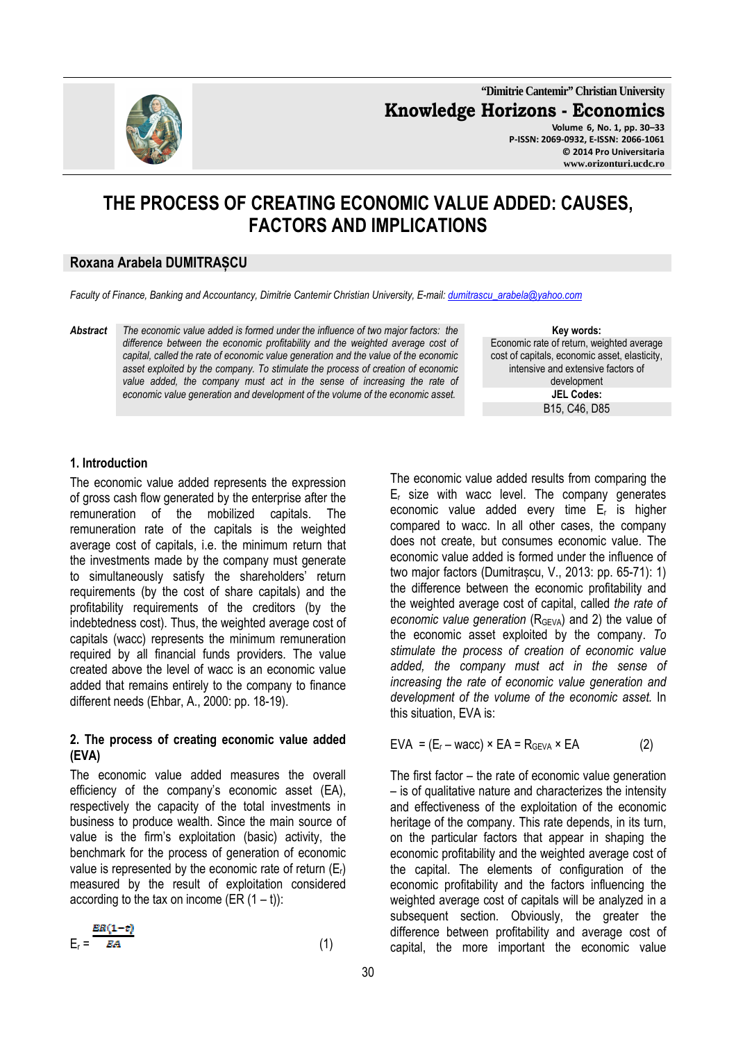"Dimitrie Cantemir" Christian University

**Knowledge Horizons - Economics**

Volume 6, No. 1, pp. 30–33
P-ISSN: 2069-0932, E-ISSN: 2066-1061
© 2014 Pro Universitaria
www.orizonturi.ucdc.ro

# THE PROCESS OF CREATING ECONOMIC VALUE ADDED: CAUSES, FACTORS AND IMPLICATIONS

## Roxana Arabela DUMITRAȘCU

*Faculty of Finance, Banking and Accountancy, Dimitrie Cantemir Christian University, E-mail: dumitrascu_arabela@yahoo.com*

***Abstract*** *The economic value added is formed under the influence of two major factors: the difference between the economic profitability and the weighted average cost of capital, called the rate of economic value generation and the value of the economic asset exploited by the company. To stimulate the process of creation of economic value added, the company must act in the sense of increasing the rate of economic value generation and development of the volume of the economic asset.*

**Key words:**
Economic rate of return, weighted average cost of capitals, economic asset, elasticity, intensive and extensive factors of development

**JEL Codes:**
B15, C46, D85

### 1. Introduction

The economic value added represents the expression of gross cash flow generated by the enterprise after the remuneration of the mobilized capitals. The remuneration rate of the capitals is the weighted average cost of capitals, i.e. the minimum return that the investments made by the company must generate to simultaneously satisfy the shareholders' return requirements (by the cost of share capitals) and the profitability requirements of the creditors (by the indebtedness cost). Thus, the weighted average cost of capitals (wacc) represents the minimum remuneration required by all financial funds providers. The value created above the level of wacc is an economic value added that remains entirely to the company to finance different needs (Ehbar, A., 2000: pp. 18-19).

### 2. The process of creating economic value added (EVA)

The economic value added measures the overall efficiency of the company's economic asset (EA), respectively the capacity of the total investments in business to produce wealth. Since the main source of value is the firm's exploitation (basic) activity, the benchmark for the process of generation of economic value is represented by the economic rate of return ($E_r$) measured by the result of exploitation considered according to the tax on income (ER (1 – t)):

$$E_r = \frac{ER(1-t)}{EA} \qquad (1)$$

The economic value added results from comparing the $E_r$ size with wacc level. The company generates economic value added every time $E_r$ is higher compared to wacc. In all other cases, the company does not create, but consumes economic value. The economic value added is formed under the influence of two major factors (Dumitrașcu, V., 2013: pp. 65-71): 1) the difference between the economic profitability and the weighted average cost of capital, called *the rate of economic value generation* ($R_{GEVA}$) and 2) the value of the economic asset exploited by the company. *To stimulate the process of creation of economic value added, the company must act in the sense of increasing the rate of economic value generation and development of the volume of the economic asset.* In this situation, EVA is:

$$EVA = (E_r - wacc) \times EA = R_{GEVA} \times EA \qquad (2)$$

The first factor – the rate of economic value generation – is of qualitative nature and characterizes the intensity and effectiveness of the exploitation of the economic heritage of the company. This rate depends, in its turn, on the particular factors that appear in shaping the economic profitability and the weighted average cost of the capital. The elements of configuration of the economic profitability and the factors influencing the weighted average cost of capitals will be analyzed in a subsequent section. Obviously, the greater the difference between profitability and average cost of capital, the more important the economic value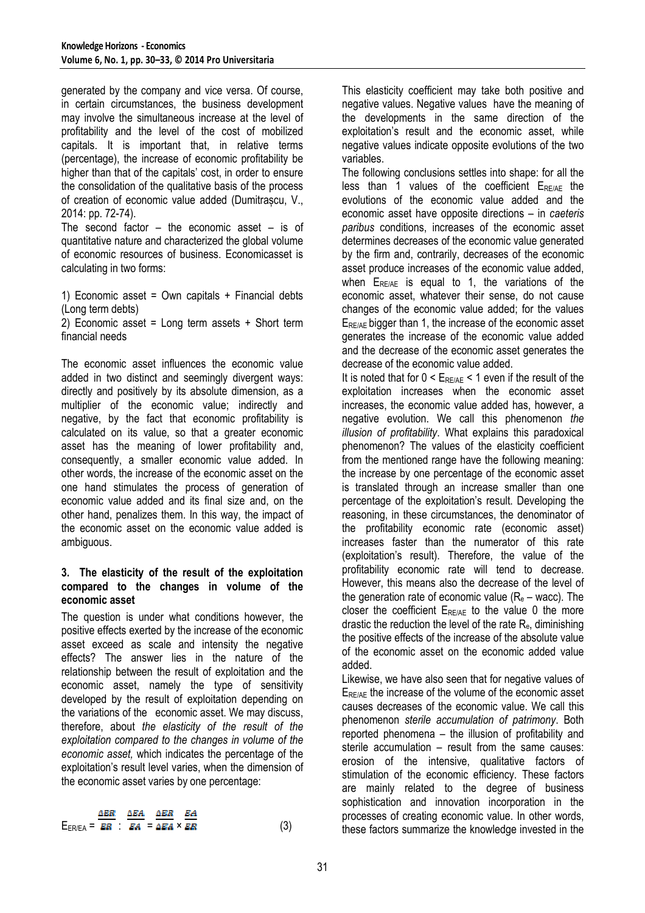generated by the company and vice versa. Of course, in certain circumstances, the business development may involve the simultaneous increase at the level of profitability and the level of the cost of mobilized capitals. It is important that, in relative terms (percentage), the increase of economic profitability be higher than that of the capitals' cost, in order to ensure the consolidation of the qualitative basis of the process of creation of economic value added (Dumitrașcu, V., 2014: pp. 72-74).

The second factor – the economic asset – is of quantitative nature and characterized the global volume of economic resources of business. Economicasset is calculating in two forms:

1) Economic asset = Own capitals + Financial debts (Long term debts)

2) Economic asset = Long term assets + Short term financial needs

The economic asset influences the economic value added in two distinct and seemingly divergent ways: directly and positively by its absolute dimension, as a multiplier of the economic value; indirectly and negative, by the fact that economic profitability is calculated on its value, so that a greater economic asset has the meaning of lower profitability and, consequently, a smaller economic value added. In other words, the increase of the economic asset on the one hand stimulates the process of generation of economic value added and its final size and, on the other hand, penalizes them. In this way, the impact of the economic asset on the economic value added is ambiguous.

### 3. The elasticity of the result of the exploitation compared to the changes in volume of the economic asset

The question is under what conditions however, the positive effects exerted by the increase of the economic asset exceed as scale and intensity the negative effects? The answer lies in the nature of the relationship between the result of exploitation and the economic asset, namely the type of sensitivity developed by the result of exploitation depending on the variations of the economic asset. We may discuss, therefore, about *the elasticity of the result of the exploitation compared to the changes in volume of the economic asset,* which indicates the percentage of the exploitation's result level varies, when the dimension of the economic asset varies by one percentage:

$$E_{ER/EA} = \frac{\Delta ER}{ER} : \frac{\Delta EA}{EA} = \frac{\Delta ER}{\Delta EA} \times \frac{EA}{ER} \qquad (3)$$

This elasticity coefficient may take both positive and negative values. Negative values have the meaning of the developments in the same direction of the exploitation's result and the economic asset, while negative values indicate opposite evolutions of the two variables.

The following conclusions settles into shape: for all the less than 1 values of the coefficient $E_{RE/AE}$ the evolutions of the economic value added and the economic asset have opposite directions – in *caeteris paribus* conditions, increases of the economic asset determines decreases of the economic value generated by the firm and, contrarily, decreases of the economic asset produce increases of the economic value added, when $E_{RE/AE}$ is equal to 1, the variations of the economic asset, whatever their sense, do not cause changes of the economic value added; for the values $E_{RE/AE}$ bigger than 1, the increase of the economic asset generates the increase of the economic value added and the decrease of the economic asset generates the decrease of the economic value added.

It is noted that for $0 < E_{RE/AE} < 1$ even if the result of the exploitation increases when the economic asset increases, the economic value added has, however, a negative evolution. We call this phenomenon *the illusion of profitability*. What explains this paradoxical phenomenon? The values of the elasticity coefficient from the mentioned range have the following meaning: the increase by one percentage of the economic asset is translated through an increase smaller than one percentage of the exploitation's result. Developing the reasoning, in these circumstances, the denominator of the profitability economic rate (economic asset) increases faster than the numerator of this rate (exploitation's result). Therefore, the value of the profitability economic rate will tend to decrease. However, this means also the decrease of the level of the generation rate of economic value ($R_e$ – wacc). The closer the coefficient $E_{RE/AE}$ to the value 0 the more drastic the reduction the level of the rate $R_e$, diminishing the positive effects of the increase of the absolute value of the economic asset on the economic added value added.

Likewise, we have also seen that for negative values of $E_{RE/AE}$ the increase of the volume of the economic asset causes decreases of the economic value. We call this phenomenon *sterile accumulation of patrimony*. Both reported phenomena – the illusion of profitability and sterile accumulation – result from the same causes: erosion of the intensive, qualitative factors of stimulation of the economic efficiency. These factors are mainly related to the degree of business sophistication and innovation incorporation in the processes of creating economic value. In other words, these factors summarize the knowledge invested in the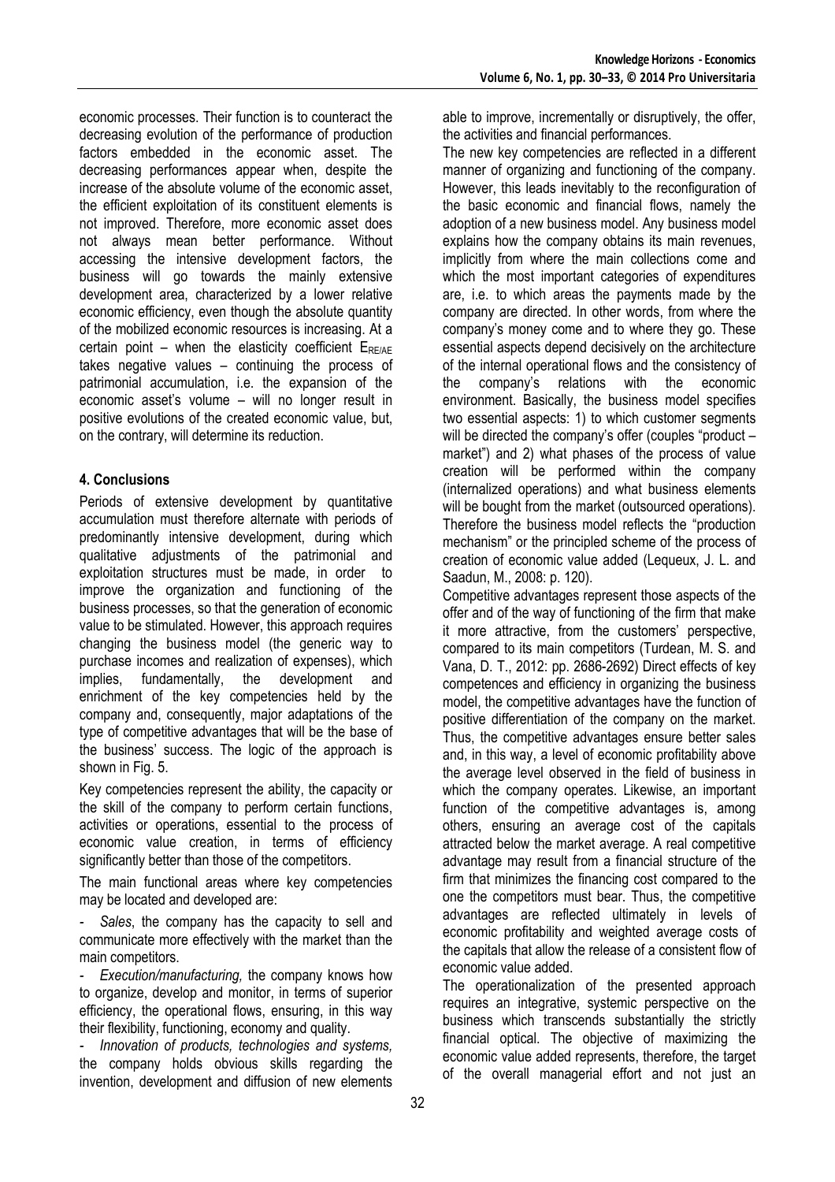economic processes. Their function is to counteract the decreasing evolution of the performance of production factors embedded in the economic asset. The decreasing performances appear when, despite the increase of the absolute volume of the economic asset, the efficient exploitation of its constituent elements is not improved. Therefore, more economic asset does not always mean better performance. Without accessing the intensive development factors, the business will go towards the mainly extensive development area, characterized by a lower relative economic efficiency, even though the absolute quantity of the mobilized economic resources is increasing. At a certain point – when the elasticity coefficient $E_{RE/AE}$ takes negative values – continuing the process of patrimonial accumulation, i.e. the expansion of the economic asset's volume – will no longer result in positive evolutions of the created economic value, but, on the contrary, will determine its reduction.

## 4. Conclusions

Periods of extensive development by quantitative accumulation must therefore alternate with periods of predominantly intensive development, during which qualitative adjustments of the patrimonial and exploitation structures must be made, in order to improve the organization and functioning of the business processes, so that the generation of economic value to be stimulated. However, this approach requires changing the business model (the generic way to purchase incomes and realization of expenses), which implies, fundamentally, the development and enrichment of the key competencies held by the company and, consequently, major adaptations of the type of competitive advantages that will be the base of the business' success. The logic of the approach is shown in Fig. 5.

Key competencies represent the ability, the capacity or the skill of the company to perform certain functions, activities or operations, essential to the process of economic value creation, in terms of efficiency significantly better than those of the competitors.

The main functional areas where key competencies may be located and developed are:

- *Sales*, the company has the capacity to sell and communicate more effectively with the market than the main competitors.
- *Execution/manufacturing,* the company knows how to organize, develop and monitor, in terms of superior efficiency, the operational flows, ensuring, in this way their flexibility, functioning, economy and quality.
- *Innovation of products, technologies and systems,* the company holds obvious skills regarding the invention, development and diffusion of new elements able to improve, incrementally or disruptively, the offer, the activities and financial performances.

The new key competencies are reflected in a different manner of organizing and functioning of the company. However, this leads inevitably to the reconfiguration of the basic economic and financial flows, namely the adoption of a new business model. Any business model explains how the company obtains its main revenues, implicitly from where the main collections come and which the most important categories of expenditures are, i.e. to which areas the payments made by the company are directed. In other words, from where the company's money come and to where they go. These essential aspects depend decisively on the architecture of the internal operational flows and the consistency of the company's relations with the economic environment. Basically, the business model specifies two essential aspects: 1) to which customer segments will be directed the company's offer (couples "product – market") and 2) what phases of the process of value creation will be performed within the company (internalized operations) and what business elements will be bought from the market (outsourced operations). Therefore the business model reflects the "production mechanism" or the principled scheme of the process of creation of economic value added (Lequeux, J. L. and Saadun, M., 2008: p. 120).

Competitive advantages represent those aspects of the offer and of the way of functioning of the firm that make it more attractive, from the customers' perspective, compared to its main competitors (Turdean, M. S. and Vana, D. T., 2012: pp. 2686-2692) Direct effects of key competences and efficiency in organizing the business model, the competitive advantages have the function of positive differentiation of the company on the market. Thus, the competitive advantages ensure better sales and, in this way, a level of economic profitability above the average level observed in the field of business in which the company operates. Likewise, an important function of the competitive advantages is, among others, ensuring an average cost of the capitals attracted below the market average. A real competitive advantage may result from a financial structure of the firm that minimizes the financing cost compared to the one the competitors must bear. Thus, the competitive advantages are reflected ultimately in levels of economic profitability and weighted average costs of the capitals that allow the release of a consistent flow of economic value added.

The operationalization of the presented approach requires an integrative, systemic perspective on the business which transcends substantially the strictly financial optical. The objective of maximizing the economic value added represents, therefore, the target of the overall managerial effort and not just an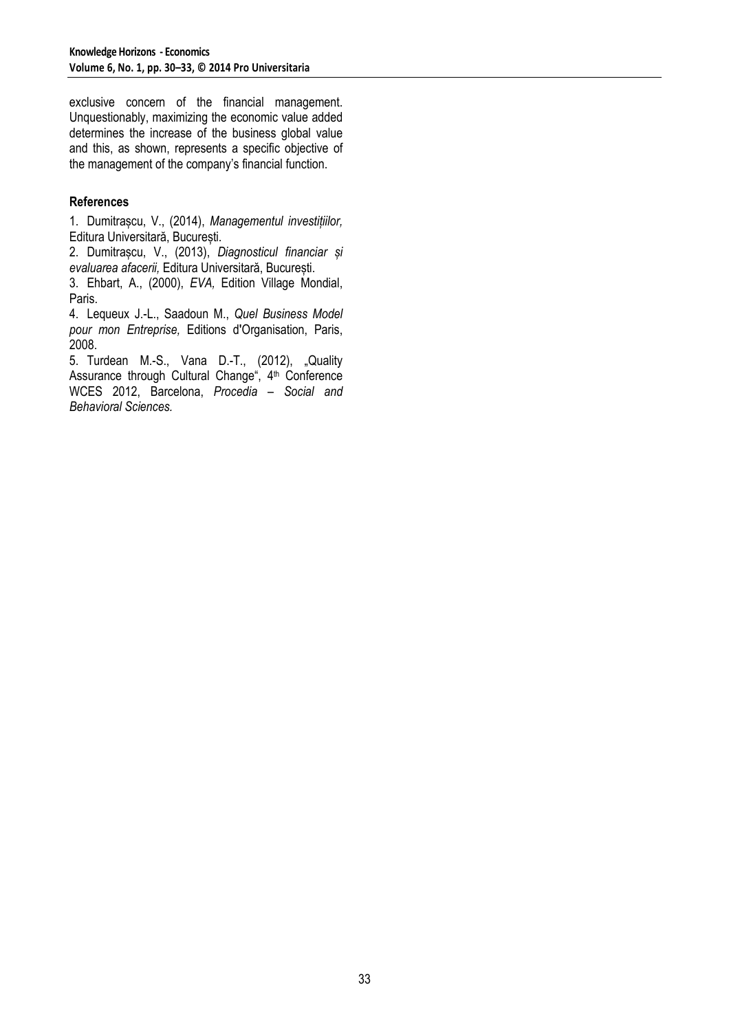exclusive concern of the financial management. Unquestionably, maximizing the economic value added determines the increase of the business global value and this, as shown, represents a specific objective of the management of the company's financial function.

## References

1. Dumitrașcu, V., (2014), *Managementul investițiilor,* Editura Universitară, București.
2. Dumitrașcu, V., (2013), *Diagnosticul financiar și evaluarea afacerii,* Editura Universitară, București.
3. Ehbart, A., (2000), *EVA,* Edition Village Mondial, Paris.
4. Lequeux J.-L., Saadoun M., *Quel Business Model pour mon Entreprise,* Editions d'Organisation, Paris, 2008.
5. Turdean M.-S., Vana D.-T., (2012), „Quality Assurance through Cultural Change", 4th Conference WCES 2012, Barcelona, *Procedia – Social and Behavioral Sciences.*